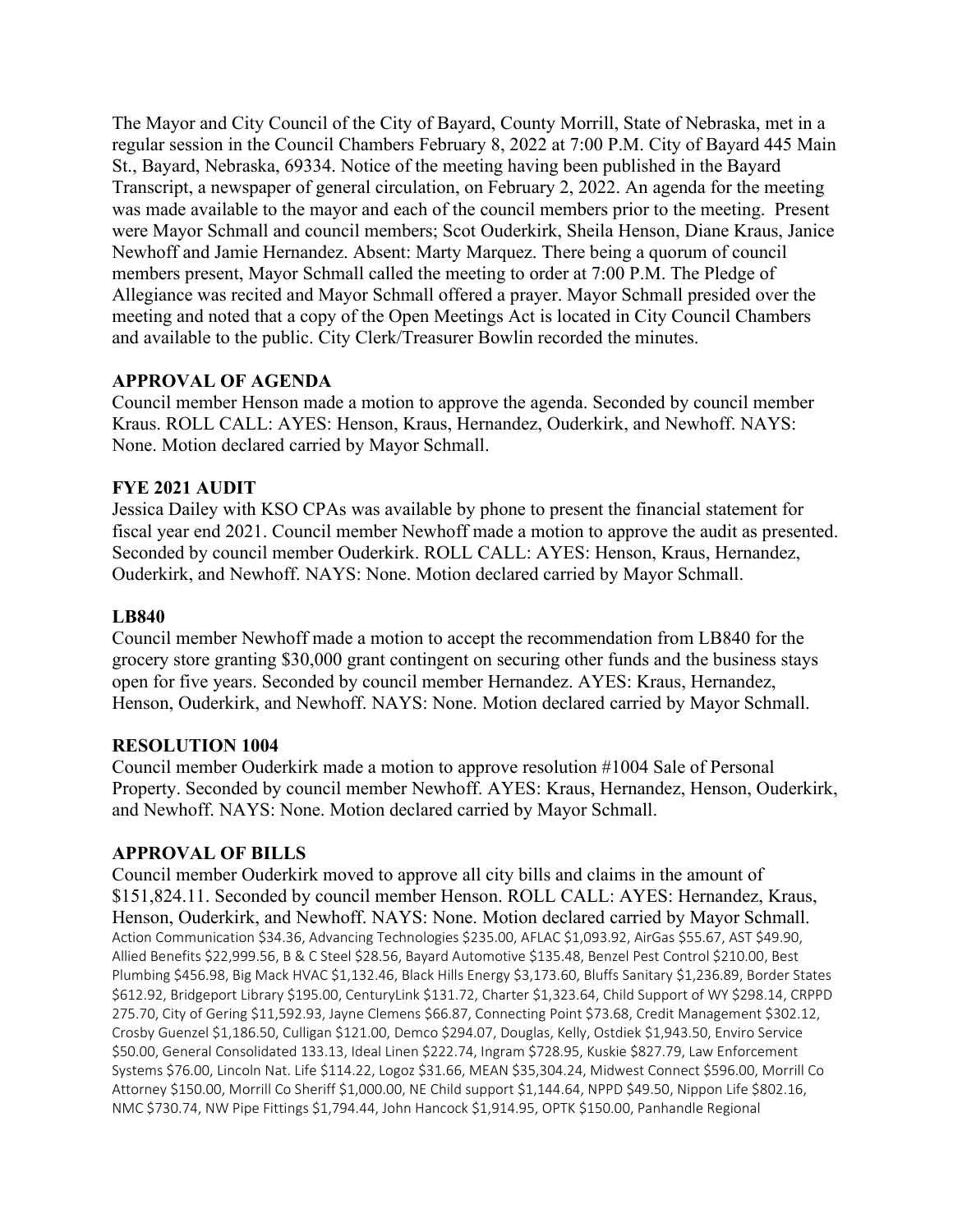The Mayor and City Council of the City of Bayard, County Morrill, State of Nebraska, met in a regular session in the Council Chambers February 8, 2022 at 7:00 P.M. City of Bayard 445 Main St., Bayard, Nebraska, 69334. Notice of the meeting having been published in the Bayard Transcript, a newspaper of general circulation, on February 2, 2022. An agenda for the meeting was made available to the mayor and each of the council members prior to the meeting. Present were Mayor Schmall and council members; Scot Ouderkirk, Sheila Henson, Diane Kraus, Janice Newhoff and Jamie Hernandez. Absent: Marty Marquez. There being a quorum of council members present, Mayor Schmall called the meeting to order at 7:00 P.M. The Pledge of Allegiance was recited and Mayor Schmall offered a prayer. Mayor Schmall presided over the meeting and noted that a copy of the Open Meetings Act is located in City Council Chambers and available to the public. City Clerk/Treasurer Bowlin recorded the minutes.

**APPROVAL OF AGENDA**

Council member Henson made a motion to approve the agenda. Seconded by council member Kraus. ROLL CALL: AYES: Henson, Kraus, Hernandez, Ouderkirk, and Newhoff. NAYS: None. Motion declared carried by Mayor Schmall.

**FYE 2021 AUDIT**

Jessica Dailey with KSO CPAs was available by phone to present the financial statement for fiscal year end 2021. Council member Newhoff made a motion to approve the audit as presented. Seconded by council member Ouderkirk. ROLL CALL: AYES: Henson, Kraus, Hernandez, Ouderkirk, and Newhoff. NAYS: None. Motion declared carried by Mayor Schmall.

**LB840**

Council member Newhoff made a motion to accept the recommendation from LB840 for the grocery store granting $30,000 grant contingent on securing other funds and the business stays open for five years. Seconded by council member Hernandez. AYES: Kraus, Hernandez, Henson, Ouderkirk, and Newhoff. NAYS: None. Motion declared carried by Mayor Schmall.

**RESOLUTION 1004**

Council member Ouderkirk made a motion to approve resolution #1004 Sale of Personal Property. Seconded by council member Newhoff. AYES: Kraus, Hernandez, Henson, Ouderkirk, and Newhoff. NAYS: None. Motion declared carried by Mayor Schmall.

**APPROVAL OF BILLS**

Council member Ouderkirk moved to approve all city bills and claims in the amount of $151,824.11. Seconded by council member Henson. ROLL CALL: AYES: Hernandez, Kraus, Henson, Ouderkirk, and Newhoff. NAYS: None. Motion declared carried by Mayor Schmall.

Action Communication $34.36, Advancing Technologies $235.00, AFLAC $1,093.92, AirGas $55.67, AST $49.90, Allied Benefits $22,999.56, B & C Steel $28.56, Bayard Automotive $135.48, Benzel Pest Control $210.00, Best Plumbing $456.98, Big Mack HVAC $1,132.46, Black Hills Energy $3,173.60, Bluffs Sanitary $1,236.89, Border States $612.92, Bridgeport Library $195.00, CenturyLink $131.72, Charter $1,323.64, Child Support of WY $298.14, CRPPD 275.70, City of Gering $11,592.93, Jayne Clemens $66.87, Connecting Point $73.68, Credit Management $302.12, Crosby Guenzel $1,186.50, Culligan $121.00, Demco $294.07, Douglas, Kelly, Ostdiek $1,943.50, Enviro Service $50.00, General Consolidated 133.13, Ideal Linen $222.74, Ingram $728.95, Kuskie $827.79, Law Enforcement Systems $76.00, Lincoln Nat. Life $114.22, Logoz $31.66, MEAN $35,304.24, Midwest Connect $596.00, Morrill Co Attorney $150.00, Morrill Co Sheriff $1,000.00, NE Child support $1,144.64, NPPD $49.50, Nippon Life $802.16, NMC $730.74, NW Pipe Fittings $1,794.44, John Hancock $1,914.95, OPTK $150.00, Panhandle Regional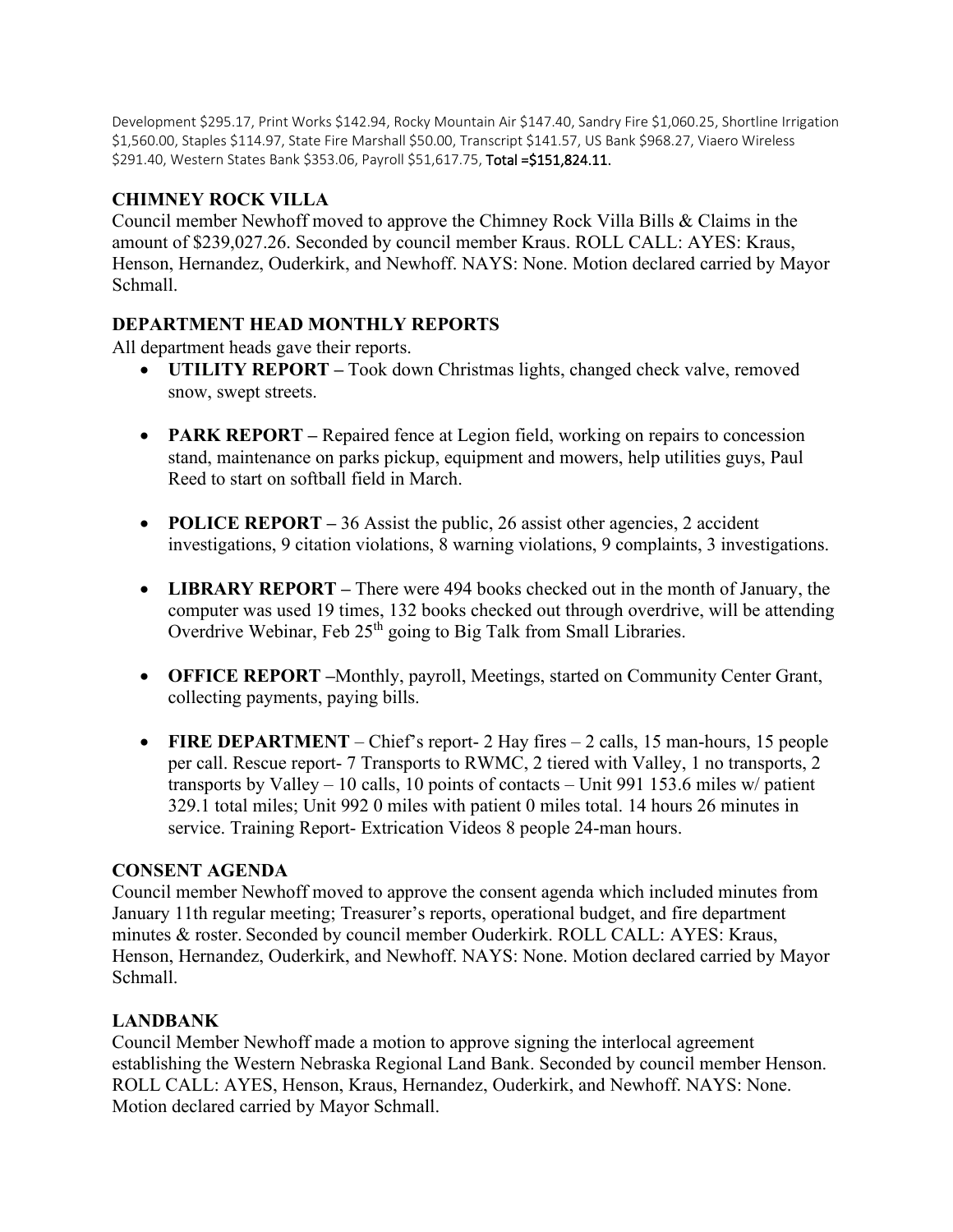Development $295.17, Print Works $142.94, Rocky Mountain Air $147.40, Sandry Fire $1,060.25, Shortline Irrigation $1,560.00, Staples $114.97, State Fire Marshall $50.00, Transcript $141.57, US Bank $968.27, Viaero Wireless $291.40, Western States Bank $353.06, Payroll $51,617.75, Total =$151,824.11.

## CHIMNEY ROCK VILLA

Council member Newhoff moved to approve the Chimney Rock Villa Bills & Claims in the amount of $239,027.26. Seconded by council member Kraus. ROLL CALL: AYES: Kraus, Henson, Hernandez, Ouderkirk, and Newhoff. NAYS: None. Motion declared carried by Mayor Schmall.

## DEPARTMENT HEAD MONTHLY REPORTS

All department heads gave their reports.

- **UTILITY REPORT –** Took down Christmas lights, changed check valve, removed snow, swept streets.
- **PARK REPORT –** Repaired fence at Legion field, working on repairs to concession stand, maintenance on parks pickup, equipment and mowers, help utilities guys, Paul Reed to start on softball field in March.
- **POLICE REPORT –** 36 Assist the public, 26 assist other agencies, 2 accident investigations, 9 citation violations, 8 warning violations, 9 complaints, 3 investigations.
- **LIBRARY REPORT –** There were 494 books checked out in the month of January, the computer was used 19 times, 132 books checked out through overdrive, will be attending Overdrive Webinar, Feb 25th going to Big Talk from Small Libraries.
- **OFFICE REPORT –**Monthly, payroll, Meetings, started on Community Center Grant, collecting payments, paying bills.
- **FIRE DEPARTMENT** – Chief's report- 2 Hay fires – 2 calls, 15 man-hours, 15 people per call. Rescue report- 7 Transports to RWMC, 2 tiered with Valley, 1 no transports, 2 transports by Valley – 10 calls, 10 points of contacts – Unit 991 153.6 miles w/ patient 329.1 total miles; Unit 992 0 miles with patient 0 miles total. 14 hours 26 minutes in service. Training Report- Extrication Videos 8 people 24-man hours.

## CONSENT AGENDA

Council member Newhoff moved to approve the consent agenda which included minutes from January 11th regular meeting; Treasurer's reports, operational budget, and fire department minutes & roster. Seconded by council member Ouderkirk. ROLL CALL: AYES: Kraus, Henson, Hernandez, Ouderkirk, and Newhoff. NAYS: None. Motion declared carried by Mayor Schmall.

## LANDBANK

Council Member Newhoff made a motion to approve signing the interlocal agreement establishing the Western Nebraska Regional Land Bank. Seconded by council member Henson. ROLL CALL: AYES, Henson, Kraus, Hernandez, Ouderkirk, and Newhoff. NAYS: None. Motion declared carried by Mayor Schmall.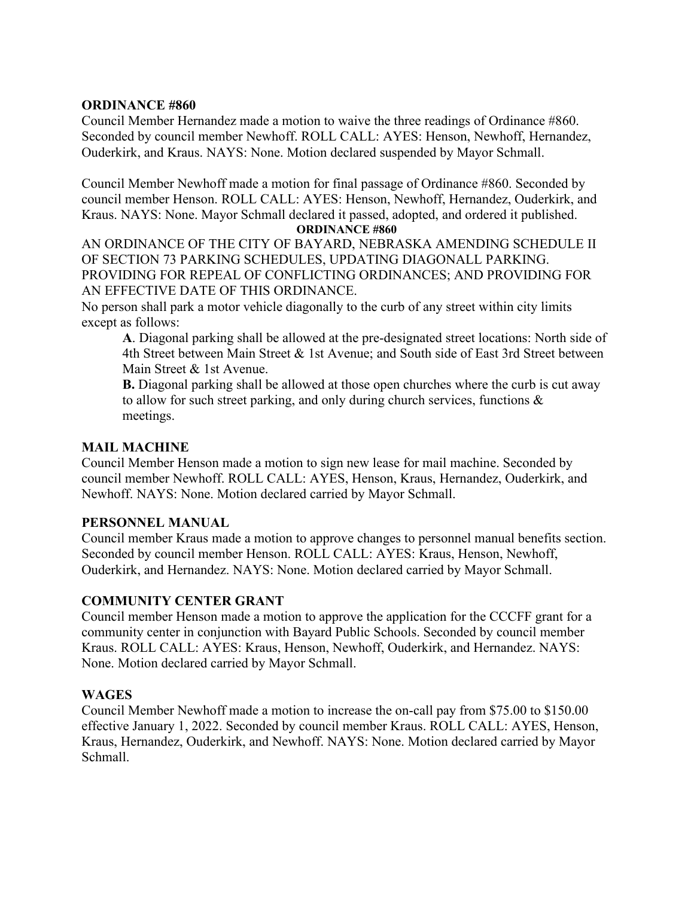**ORDINANCE #860**

Council Member Hernandez made a motion to waive the three readings of Ordinance #860. Seconded by council member Newhoff. ROLL CALL: AYES: Henson, Newhoff, Hernandez, Ouderkirk, and Kraus. NAYS: None. Motion declared suspended by Mayor Schmall.

Council Member Newhoff made a motion for final passage of Ordinance #860. Seconded by council member Henson. ROLL CALL: AYES: Henson, Newhoff, Hernandez, Ouderkirk, and Kraus. NAYS: None. Mayor Schmall declared it passed, adopted, and ordered it published.

**ORDINANCE #860**

AN ORDINANCE OF THE CITY OF BAYARD, NEBRASKA AMENDING SCHEDULE II OF SECTION 73 PARKING SCHEDULES, UPDATING DIAGONALL PARKING. PROVIDING FOR REPEAL OF CONFLICTING ORDINANCES; AND PROVIDING FOR AN EFFECTIVE DATE OF THIS ORDINANCE.

No person shall park a motor vehicle diagonally to the curb of any street within city limits except as follows:

> **A**. Diagonal parking shall be allowed at the pre-designated street locations: North side of 4th Street between Main Street & 1st Avenue; and South side of East 3rd Street between Main Street & 1st Avenue.
>
> **B.** Diagonal parking shall be allowed at those open churches where the curb is cut away to allow for such street parking, and only during church services, functions & meetings.

**MAIL MACHINE**

Council Member Henson made a motion to sign new lease for mail machine. Seconded by council member Newhoff. ROLL CALL: AYES, Henson, Kraus, Hernandez, Ouderkirk, and Newhoff. NAYS: None. Motion declared carried by Mayor Schmall.

**PERSONNEL MANUAL**

Council member Kraus made a motion to approve changes to personnel manual benefits section. Seconded by council member Henson. ROLL CALL: AYES: Kraus, Henson, Newhoff, Ouderkirk, and Hernandez. NAYS: None. Motion declared carried by Mayor Schmall.

**COMMUNITY CENTER GRANT**

Council member Henson made a motion to approve the application for the CCCFF grant for a community center in conjunction with Bayard Public Schools. Seconded by council member Kraus. ROLL CALL: AYES: Kraus, Henson, Newhoff, Ouderkirk, and Hernandez. NAYS: None. Motion declared carried by Mayor Schmall.

**WAGES**

Council Member Newhoff made a motion to increase the on-call pay from $75.00 to $150.00 effective January 1, 2022. Seconded by council member Kraus. ROLL CALL: AYES, Henson, Kraus, Hernandez, Ouderkirk, and Newhoff. NAYS: None. Motion declared carried by Mayor Schmall.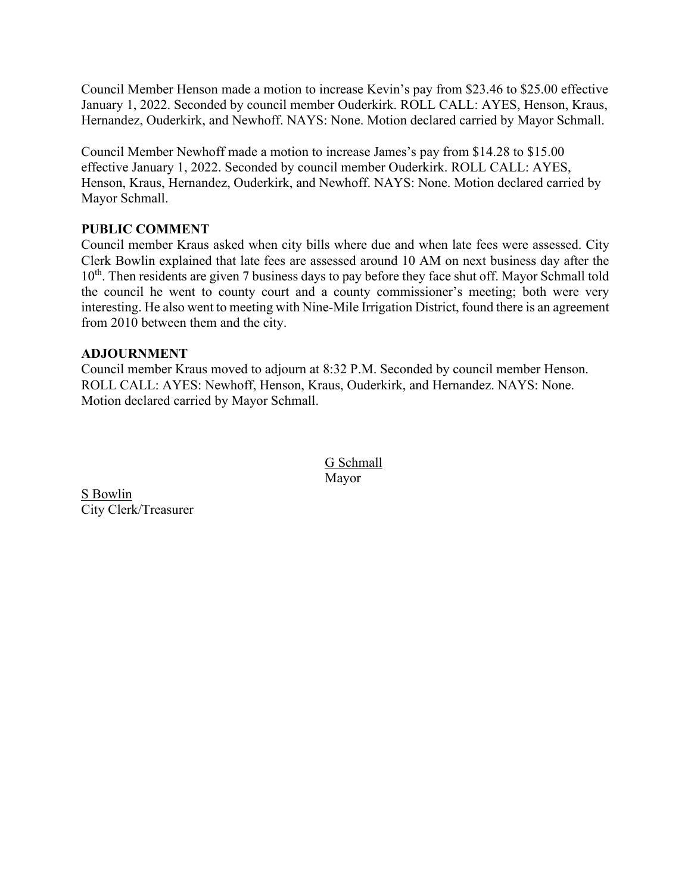Council Member Henson made a motion to increase Kevin's pay from $23.46 to $25.00 effective January 1, 2022. Seconded by council member Ouderkirk. ROLL CALL: AYES, Henson, Kraus, Hernandez, Ouderkirk, and Newhoff. NAYS: None. Motion declared carried by Mayor Schmall.

Council Member Newhoff made a motion to increase James's pay from $14.28 to $15.00 effective January 1, 2022. Seconded by council member Ouderkirk. ROLL CALL: AYES, Henson, Kraus, Hernandez, Ouderkirk, and Newhoff. NAYS: None. Motion declared carried by Mayor Schmall.

**PUBLIC COMMENT**

Council member Kraus asked when city bills where due and when late fees were assessed. City Clerk Bowlin explained that late fees are assessed around 10 AM on next business day after the 10th. Then residents are given 7 business days to pay before they face shut off. Mayor Schmall told the council he went to county court and a county commissioner's meeting; both were very interesting. He also went to meeting with Nine-Mile Irrigation District, found there is an agreement from 2010 between them and the city.

**ADJOURNMENT**

Council member Kraus moved to adjourn at 8:32 P.M. Seconded by council member Henson. ROLL CALL: AYES: Newhoff, Henson, Kraus, Ouderkirk, and Hernandez. NAYS: None. Motion declared carried by Mayor Schmall.

G Schmall
Mayor

S Bowlin
City Clerk/Treasurer